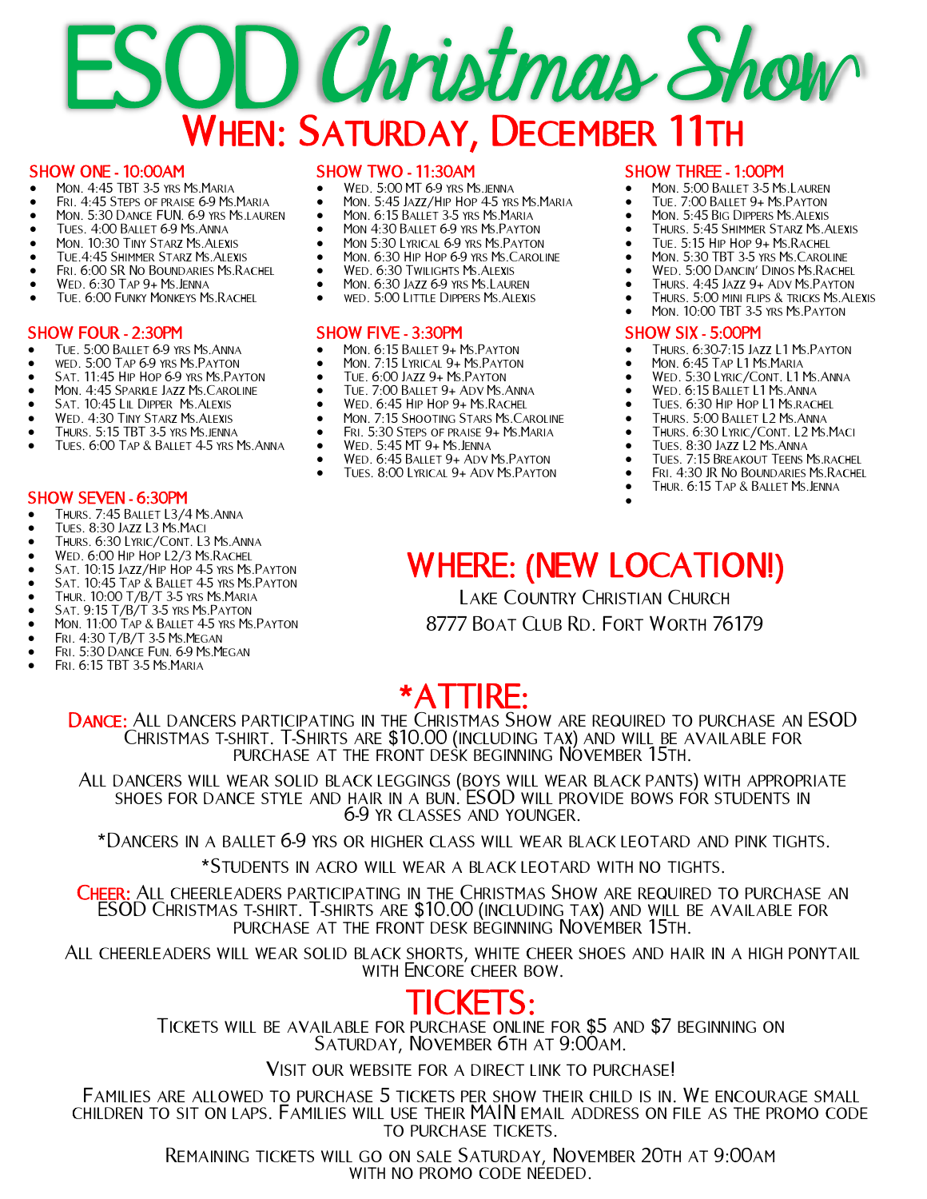# ESOD Christmas Show

## When: Saturday, December 11th

### SHOW ONE - 10:00AM

- Mon. 4:45 TBT 3-5 yrs Ms.Maria
- Fri. 4:45 Steps of praise 6-9 Ms.Maria
- Mon. 5:30 Dance FUN. 6-9 yrs Ms.lauren
- Tues. 4:00 Ballet 6-9 Ms.Anna
- Mon. 10:30 Tiny Starz Ms.Alexis
- Tue.4:45 Shimmer Starz Ms.Alexis
- Fri. 6:00 SR No Boundaries Ms.Rachel
- Wed. 6:30 Tap 9+ Ms.Jenna
- Tue. 6:00 Funky Monkeys Ms.Rachel

### SHOW TWO - 11:30AM

- Wed. 5:00 MT 6-9 yrs Ms.jenna
- Mon. 5:45 Jazz/Hip Hop 4-5 yrs Ms.Maria
- Mon. 6:15 Ballet 3-5 yrs Ms.Maria
- Mon 4:30 Ballet 6-9 yrs Ms.Payton
- Mon 5:30 Lyrical 6-9 yrs Ms.Payton
- Mon. 6:30 Hip Hop 6-9 yrs Ms.Caroline
- Wed. 6:30 Twilights Ms.Alexis
- Mon. 6:30 Jazz 6-9 yrs Ms.Lauren
- wed. 5:00 Little Dippers Ms.Alexis

### SHOW THREE - 1:00PM

- Mon. 5:00 Ballet 3-5 Ms.Lauren
- Tue. 7:00 Ballet 9+ Ms.Payton
- Mon. 5:45 Big Dippers Ms.Alexis
- Thurs. 5:45 Shimmer Starz Ms.Alexis
- Tue. 5:15 Hip Hop 9+ Ms.Rachel
- Mon. 5:30 TBT 3-5 yrs Ms.Caroline
- Wed. 5:00 Dancin' Dinos Ms.Rachel
- Thurs. 4:45 Jazz 9+ Adv Ms.Payton
- Thurs. 5:00 mini flips & tricks Ms.Alexis
- Mon. 10:00 TBT 3-5 yrs Ms.Payton

### SHOW FOUR - 2:30PM

- Tue. 5:00 Ballet 6-9 yrs Ms.Anna
- wed. 5:00 Tap 6-9 yrs Ms.Payton
- Sat. 11:45 Hip Hop 6-9 yrs Ms.Payton
- Mon. 4:45 Sparkle Jazz Ms.Caroline
- Sat. 10:45 Lil Dipper Ms.Alexis
- Wed. 4:30 Tiny Starz Ms.Alexis
- Thurs. 5:15 TBT 3-5 yrs Ms.jenna
- Tues. 6:00 Tap & Ballet 4-5 yrs Ms.Anna

### SHOW FIVE - 3:30PM

- Mon. 6:15 Ballet 9+ Ms.Payton
- Mon. 7:15 Lyrical 9+ Ms.Payton
- Tue. 6:00 Jazz 9+ Ms.Payton
- Tue. 7:00 Ballet 9+ Adv Ms.Anna
- Wed. 6:45 Hip Hop 9+ Ms.Rachel
- Mon. 7:15 Shooting Stars Ms.Caroline
- Fri. 5:30 Steps of praise 9+ Ms.Maria
- Wed. 5:45 MT 9+ Ms.Jenna
- Wed. 6:45 Ballet 9+ Adv Ms.Payton
- Tues. 8:00 Lyrical 9+ Adv Ms.Payton

### SHOW SIX - 5:00PM

- Thurs. 6:30-7:15 Jazz L1 Ms.Payton
- Mon. 6:45 Tap L1 Ms.Maria
- Wed. 5:30 Lyric/Cont. L1 Ms.Anna
- Wed. 6:15 Ballet L1 Ms.Anna
- Tues. 6:30 Hip Hop L1 Ms.rachel
- Thurs. 5:00 Ballet L2 Ms.Anna
- Thurs. 6:30 Lyric/Cont. L2 Ms.Maci
- Tues. 8:30 Jazz L2 Ms.Anna
- Tues. 7:15 Breakout Teens Ms.rachel
- Fri. 4:30 JR No Boundaries Ms.Rachel
- Thur. 6:15 Tap & Ballet Ms.Jenna

### SHOW SEVEN - 6:30PM

- Thurs. 7:45 Ballet L3/4 Ms.Anna
- Tues. 8:30 Jazz L3 Ms.Maci
- Thurs. 6:30 Lyric/Cont. L3 Ms.Anna
- Wed. 6:00 Hip Hop L2/3 Ms.Rachel
- Sat. 10:15 Jazz/Hip Hop 4-5 yrs Ms.Payton
- Sat. 10:45 Tap & Ballet 4-5 yrs Ms.Payton
- Thur. 10:00 T/B/T 3-5 yrs Ms.Maria
- Sat. 9:15 T/B/T 3-5 yrs Ms.Payton
- Mon. 11:00 Tap & Ballet 4-5 yrs Ms.Payton
- Fri. 4:30 T/B/T 3-5 Ms.Megan
- Fri. 5:30 Dance Fun. 6-9 Ms.Megan
- Fri. 6:15 TBT 3-5 Ms.Maria

## WHERE: (NEW LOCATION!)

Lake Country Christian Church
8777 Boat Club Rd. Fort Worth 76179

## *ATTIRE:

**Dance:** All dancers participating in the Christmas Show are required to purchase an ESOD Christmas t-shirt. T-Shirts are $10.00 (including tax) and will be available for purchase at the front desk beginning November 15th.

All dancers will wear solid black leggings (boys will wear black pants) with appropriate shoes for dance style and hair in a bun. ESOD will provide bows for students in 6-9 yr classes and younger.

*Dancers in a ballet 6-9 yrs or higher class will wear black leotard and pink tights.

*Students in acro will wear a black leotard with no tights.

**Cheer:** All cheerleaders participating in the Christmas Show are required to purchase an ESOD Christmas t-shirt. T-Shirts are $10.00 (including tax) and will be available for purchase at the front desk beginning November 15th.

All cheerleaders will wear solid black shorts, white cheer shoes and hair in a high ponytail with Encore cheer bow.

## TICKETS:

Tickets will be available for purchase online for $5 and $7 beginning on Saturday, November 6th at 9:00am.

Visit our website for a direct link to purchase!

Families are allowed to purchase 5 tickets per show their child is in. We encourage small children to sit on laps. Families will use their MAIN email address on file as the promo code to purchase tickets.

Remaining tickets will go on sale Saturday, November 20th at 9:00am with no promo code needed.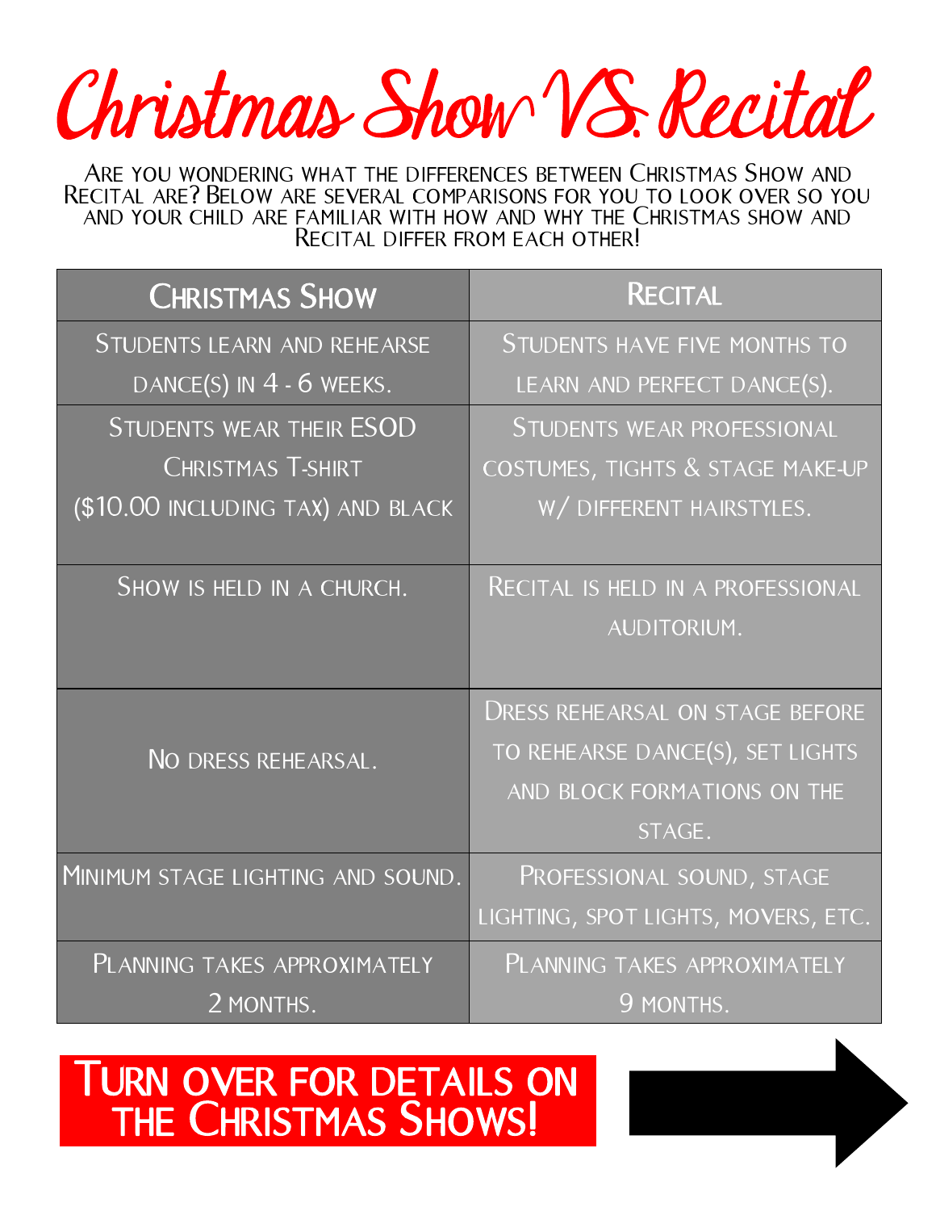# Christmas Show VS. Recital

Are you wondering what the differences between Christmas Show and Recital are? Below are several comparisons for you to look over so you and your child are familiar with how and why the Christmas show and Recital differ from each other!

| Christmas Show | Recital |
| --- | --- |
| Students learn and rehearse dance(s) in 4 - 6 weeks. | Students have five months to learn and perfect dance(s). |
| Students wear their ESOD Christmas T-shirt ($10.00 including tax) and black | Students wear professional costumes, tights & stage make-up w/ different hairstyles. |
| Show is held in a church. | Recital is held in a professional auditorium. |
| No dress rehearsal. | Dress rehearsal on stage before to rehearse dance(s), set lights and block formations on the stage. |
| Minimum stage lighting and sound. | Professional sound, stage lighting, spot lights, movers, etc. |
| Planning takes approximately 2 months. | Planning takes approximately 9 months. |

**Turn over for details on the Christmas Shows!**